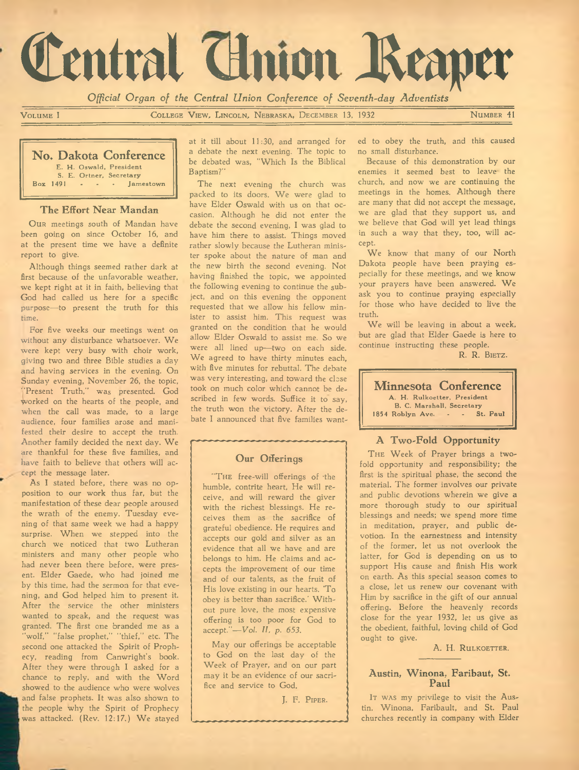# Central Union Reaper

*Official Organ of the Central Union Conference of Seventh-day Adventists*

VOLUME I — COLLEGE VIEW, LINCOLN, NEBRASKA, DECEMBER 13, 1932 — NUMBER 41

## No. Dakota Conference

E. H. Oswald, President
S. E. Ortner, Secretary
Box 1491 - - - Jamestown

### The Effort Near Mandan

OUR meetings south of Mandan have been going on since October 16, and at the present time we have a definite report to give.

Although things seemed rather dark at first because of the unfavorable weather, we kept right at it in faith, believing that God had called us here for a specific purpose—to present the truth for this time.

For five weeks our meetings went on without any disturbance whatsoever. We were kept very busy with choir work, giving two and three Bible studies a day and having services in the evening. On Sunday evening, November 26, the topic, "Present Truth," was presented. God worked on the hearts of the people, and when the call was made, to a large audience, four families arose and manifested their desire to accept the truth. Another family decided the next day. We are thankful for these five families, and have faith to believe that others will accept the message later.

As I stated before, there was no opposition to our work thus far, but the manifestation of these dear people aroused the wrath of the enemy. Tuesday evening of that same week we had a happy surprise. When we stepped into the church we noticed that two Lutheran ministers and many other people who had never been there before, were present. Elder Gaede, who had joined me by this time, had the sermon for that evening, and God helped him to present it. After the service the other ministers wanted to speak, and the request was granted. The first one branded me as a "wolf," "false prophet," "thief," etc. The second one attacked the Spirit of Prophecy, reading from Canwright's book. After they were through I asked for a chance to reply, and with the Word showed to the audience who were wolves and false prophets. It was also shown to the people why the Spirit of Prophecy was attacked. (Rev. 12:17.) We stayed at it till about 11:30, and arranged for a debate the next evening. The topic to be debated was, "Which Is the Biblical Baptism?"

The next evening the church was packed to its doors. We were glad to have Elder Oswald with us on that occasion. Although he did not enter the debate the second evening, I was glad to have him there to assist. Things moved rather slowly because the Lutheran minister spoke about the nature of man and the new birth the second evening. Not having finished the topic, we appointed the following evening to continue the subject, and on this evening the opponent requested that we allow his fellow minister to assist him. This request was granted on the condition that he would allow Elder Oswald to assist me. So we were all lined up—two on each side. We agreed to have thirty minutes each, with five minutes for rebuttal. The debate was very interesting, and toward the close took on much color which cannot be described in few words. Suffice it to say, the truth won the victory. After the debate I announced that five families wanted to obey the truth, and this caused no small disturbance.

Because of this demonstration by our enemies it seemed best to leave the church, and now we are continuing the meetings in the homes. Although there are many that did not accept the message, we are glad that they support us, and we believe that God will yet lead things in such a way that they, too, will accept.

We know that many of our North Dakota people have been praying especially for these meetings, and we know your prayers have been answered. We ask you to continue praying especially for those who have decided to live the truth.

We will be leaving in about a week, but are glad that Elder Gaede is here to continue instructing these people.

R. R. BIETZ.

### Our Offerings

"THE free-will offerings of the humble, contrite heart, He will receive, and will reward the giver with the richest blessings. He receives them as the sacrifice of grateful obedience. He requires and accepts our gold and silver as an evidence that all we have and are belongs to him. He claims and accepts the improvement of our time and of our talents, as the fruit of His love existing in our hearts. 'To obey is better than sacrifice.' Without pure love, the most expensive offering is too poor for God to accept."—*Vol. II, p. 653.*

May our offerings be acceptable to God on the last day of the Week of Prayer, and on our part may it be an evidence of our sacrifice and service to God.

J. F. PIPER.

## Minnesota Conference

A. H. Rulkoetter, President
B. C. Marshall, Secretary
1854 Roblyn Ave. - - St. Paul

### A Two-Fold Opportunity

THE Week of Prayer brings a two-fold opportunity and responsibility; the first is the spiritual phase, the second the material. The former involves our private and public devotions wherein we give a more thorough study to our spiritual blessings and needs; we spend more time in meditation, prayer, and public devotion. In the earnestness and intensity of the former, let us not overlook the latter, for God is depending on us to support His cause and finish His work on earth. As this special season comes to a close, let us renew our covenant with Him by sacrifice in the gift of our annual offering. Before the heavenly records close for the year 1932, let us give as the obedient, faithful, loving child of God ought to give.

A. H. RULKOETTER.

### Austin, Winona, Faribaut, St. Paul

IT WAS my privilege to visit the Austin, Winona, Faribault, and St. Paul churches recently in company with Elder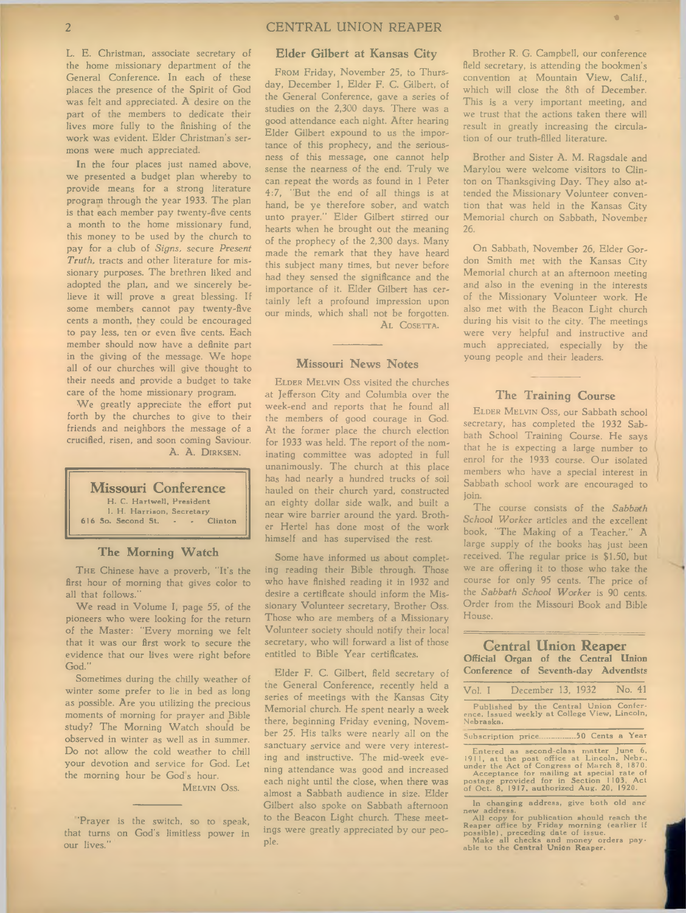L. E. Christman, associate secretary of the home missionary department of the General Conference. In each of these places the presence of the Spirit of God was felt and appreciated. A desire on the part of the members to dedicate their lives more fully to the finishing of the work was evident. Elder Christman's sermons were much appreciated.

In the four places just named above, we presented a budget plan whereby to provide means for a strong literature program through the year 1933. The plan is that each member pay twenty-five cents a month to the home missionary fund, this money to be used by the church to pay for a club of *Signs*, secure *Present Truth*, tracts and other literature for missionary purposes. The brethren liked and adopted the plan, and we sincerely believe it will prove a great blessing. If some members cannot pay twenty-five cents a month, they could be encouraged to pay less, ten or even five cents. Each member should now have a definite part in the giving of the message. We hope all of our churches will give thought to their needs and provide a budget to take care of the home missionary program.

We greatly appreciate the effort put forth by the churches to give to their friends and neighbors the message of a crucified, risen, and soon coming Saviour.

A. A. DIRKSEN.

## Missouri Conference

H. C. Hartwell, President
I. H. Harrison, Secretary
616 So. Second St. - - Clinton

### The Morning Watch

THE Chinese have a proverb, "It's the first hour of morning that gives color to all that follows."

We read in Volume I, page 55, of the pioneers who were looking for the return of the Master: "Every morning we felt that it was our first work to secure the evidence that our lives were right before God."

Sometimes during the chilly weather of winter some prefer to lie in bed as long as possible. Are you utilizing the precious moments of morning for prayer and Bible study? The Morning Watch should be observed in winter as well as in summer. Do not allow the cold weather to chill your devotion and service for God. Let the morning hour be God's hour.

MELVIN OSS.

"Prayer is the switch, so to speak, that turns on God's limitless power in our lives."

### Elder Gilbert at Kansas City

FROM Friday, November 25, to Thursday, December 1, Elder F. C. Gilbert, of the General Conference, gave a series of studies on the 2,300 days. There was a good attendance each night. After hearing Elder Gilbert expound to us the importance of this prophecy, and the seriousness of this message, one cannot help sense the nearness of the end. Truly we can repeat the words as found in 1 Peter 4:7, "But the end of all things is at hand, be ye therefore sober, and watch unto prayer." Elder Gilbert stirred our hearts when he brought out the meaning of the prophecy of the 2,300 days. Many made the remark that they have heard this subject many times, but never before had they sensed the significance and the importance of it. Elder Gilbert has certainly left a profound impression upon our minds, which shall not be forgotten.

AL COSETTA.

### Missouri News Notes

ELDER MELVIN OSS visited the churches at Jefferson City and Columbia over the week-end and reports that he found all the members of good courage in God. At the former place the church election for 1933 was held. The report of the nominating committee was adopted in full unanimously. The church at this place has had nearly a hundred trucks of soil hauled on their church yard, constructed an eighty dollar side walk, and built a near wire barrier around the yard. Brother Hertel has done most of the work himself and has supervised the rest.

Some have informed us about completing reading their Bible through. Those who have finished reading it in 1932 and desire a certificate should inform the Missionary Volunteer secretary, Brother Oss. Those who are members of a Missionary Volunteer society should notify their local secretary, who will forward a list of those entitled to Bible Year certificates.

Elder F. C. Gilbert, field secretary of the General Conference, recently held a series of meetings with the Kansas City Memorial church. He spent nearly a week there, beginning Friday evening, November 25. His talks were nearly all on the sanctuary service and were very interesting and instructive. The mid-week evening attendance was good and increased each night until the close, when there was almost a Sabbath audience in size. Elder Gilbert also spoke on Sabbath afternoon to the Beacon Light church. These meetings were greatly appreciated by our people.

Brother R. G. Campbell, our conference field secretary, is attending the bookmen's convention at Mountain View, Calif., which will close the 8th of December. This is a very important meeting, and we trust that the actions taken there will result in greatly increasing the circulation of our truth-filled literature.

Brother and Sister A. M. Ragsdale and Marylou were welcome visitors to Clinton on Thanksgiving Day. They also attended the Missionary Volunteer convention that was held in the Kansas City Memorial church on Sabbath, November 26.

On Sabbath, November 26, Elder Gordon Smith met with the Kansas City Memorial church at an afternoon meeting and also in the evening in the interests of the Missionary Volunteer work. He also met with the Beacon Light church during his visit to the city. The meetings were very helpful and instructive and much appreciated, especially by the young people and their leaders.

### The Training Course

ELDER MELVIN OSS, our Sabbath school secretary, has completed the 1932 Sabbath School Training Course. He says that he is expecting a large number to enrol for the 1933 course. Our isolated members who have a special interest in Sabbath school work are encouraged to join.

The course consists of the *Sabbath School Worker* articles and the excellent book, "The Making of a Teacher." A large supply of the books has just been received. The regular price is $1.50, but we are offering it to those who take the course for only 95 cents. The price of the *Sabbath School Worker* is 90 cents. Order from the Missouri Book and Bible House.

## Central Union Reaper

**Official Organ of the Central Union Conference of Seventh-day Adventists**

Vol. I December 13, 1932 No. 41

Published by the Central Union Conference. Issued weekly at College View, Lincoln, Nebraska.

Subscription price..............50 Cents a Year

Entered as second-class matter June 6, 1911, at the post office at Lincoln, Nebr., under the Act of Congress of March 8, 1870. Acceptance for mailing at special rate of postage provided for in Section 1103, Act of Oct. 8, 1917, authorized Aug. 20, 1920.

In changing address, give both old and new address.

All copy for publication should reach the Reaper office by Friday morning (earlier if possible), preceding date of issue.

Make all checks and money orders payable to the **Central Union Reaper**.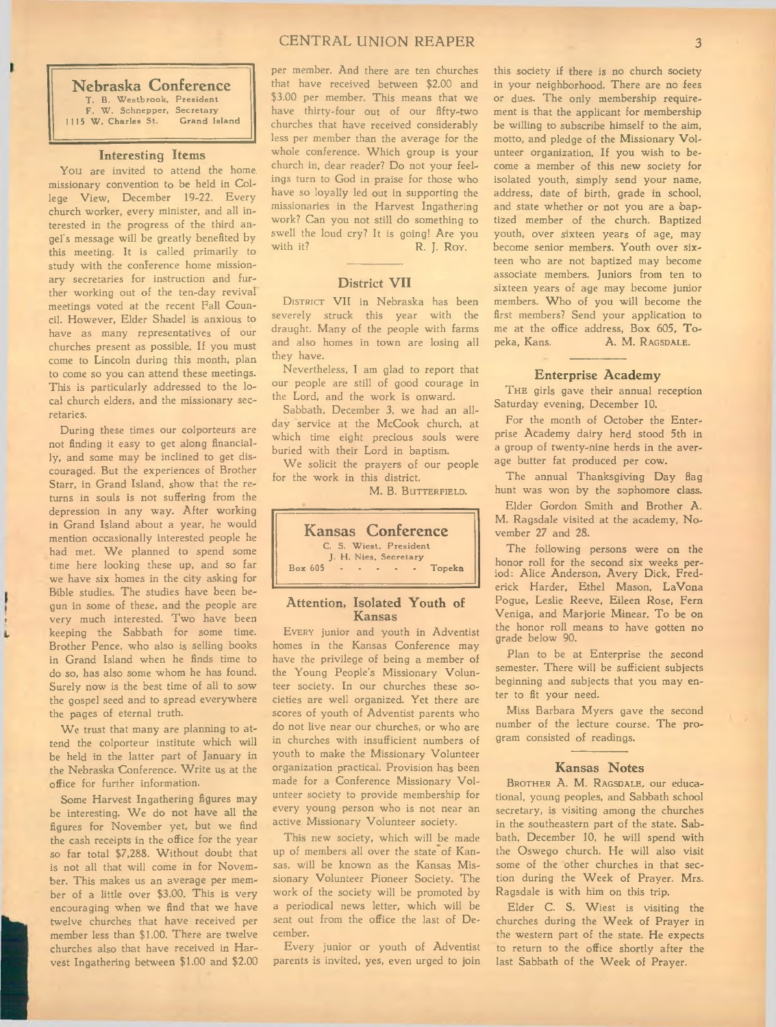## Nebraska Conference

T. B. Westbrook, President
F. W. Schnepper, Secretary
1115 W. Charles St. Grand Island

### Interesting Items

You are invited to attend the home missionary convention to be held in College View, December 19-22. Every church worker, every minister, and all interested in the progress of the third angel's message will be greatly benefited by this meeting. It is called primarily to study with the conference home missionary secretaries for instruction and further working out of the ten-day revival meetings voted at the recent Fall Council. However, Elder Shadel is anxious to have as many representatives of our churches present as possible. If you must come to Lincoln during this month, plan to come so you can attend these meetings. This is particularly addressed to the local church elders, and the missionary secretaries.

During these times our colporteurs are not finding it easy to get along financially, and some may be inclined to get discouraged. But the experiences of Brother Starr, in Grand Island, show that the returns in souls is not suffering from the depression in any way. After working in Grand Island about a year, he would mention occasionally interested people he had met. We planned to spend some time here looking these up, and so far we have six homes in the city asking for Bible studies. The studies have been begun in some of these, and the people are very much interested. Two have been keeping the Sabbath for some time. Brother Pence, who also is selling books in Grand Island when he finds time to do so, has also some whom he has found. Surely now is the best time of all to sow the gospel seed and to spread everywhere the pages of eternal truth.

We trust that many are planning to attend the colporteur institute which will be held in the latter part of January in the Nebraska Conference. Write us at the office for further information.

Some Harvest Ingathering figures may be interesting. We do not have all the figures for November yet, but we find the cash receipts in the office for the year so far total $7,288. Without doubt that is not all that will come in for November. This makes us an average per member of a little over $3.00. This is very encouraging when we find that we have twelve churches that have received per member less than $1.00. There are twelve churches also that have received in Harvest Ingathering between $1.00 and $2.00 per member. And there are ten churches that have received between $2.00 and $3.00 per member. This means that we have thirty-four out of our fifty-two churches that have received considerably less per member than the average for the whole conference. Which group is your church in, dear reader? Do not your feelings turn to God in praise for those who have so loyally led out in supporting the missionaries in the Harvest Ingathering work? Can you not still do something to swell the loud cry? It is going! Are you with it?

R. J. Roy.

### District VII

District VII in Nebraska has been severely struck this year with the draught. Many of the people with farms and also homes in town are losing all they have.

Nevertheless, I am glad to report that our people are still of good courage in the Lord, and the work is onward.

Sabbath, December 3, we had an all-day service at the McCook church, at which time eight precious souls were buried with their Lord in baptism.

We solicit the prayers of our people for the work in this district.

M. B. Butterfield.

## Kansas Conference

C. S. Wiest, President
J. H. Nies, Secretary
Box 605 - - - - - Topeka

### Attention, Isolated Youth of Kansas

Every junior and youth in Adventist homes in the Kansas Conference may have the privilege of being a member of the Young People's Missionary Volunteer society. In our churches these societies are well organized. Yet there are scores of youth of Adventist parents who do not live near our churches, or who are in churches with insufficient numbers of youth to make the Missionary Volunteer organization practical. Provision has been made for a Conference Missionary Volunteer society to provide membership for every young person who is not near an active Missionary Volunteer society.

This new society, which will be made up of members all over the state of Kansas, will be known as the Kansas Missionary Volunteer Pioneer Society. The work of the society will be promoted by a periodical news letter, which will be sent out from the office the last of December.

Every junior or youth of Adventist parents is invited, yes, even urged to join this society if there is no church society in your neighborhood. There are no fees or dues. The only membership requirement is that the applicant for membership be willing to subscribe himself to the aim, motto, and pledge of the Missionary Volunteer organization. If you wish to become a member of this new society for isolated youth, simply send your name, address, date of birth, grade in school, and state whether or not you are a baptized member of the church. Baptized youth, over sixteen years of age, may become senior members. Youth over sixteen who are not baptized may become associate members. Juniors from ten to sixteen years of age may become junior members. Who of you will become the first members? Send your application to me at the office address, Box 605, Topeka, Kans.

A. M. Ragsdale.

### Enterprise Academy

The girls gave their annual reception Saturday evening, December 10.

For the month of October the Enterprise Academy dairy herd stood 5th in a group of twenty-nine herds in the average butter fat produced per cow.

The annual Thanksgiving Day flag hunt was won by the sophomore class.

Elder Gordon Smith and Brother A. M. Ragsdale visited at the academy, November 27 and 28.

The following persons were on the honor roll for the second six weeks period: Alice Anderson, Avery Dick, Frederick Harder, Ethel Mason, LaVona Pogue, Leslie Reeve, Eileen Rose, Fern Veniga, and Marjorie Minear. To be on the honor roll means to have gotten no grade below 90.

Plan to be at Enterprise the second semester. There will be sufficient subjects beginning and subjects that you may enter to fit your need.

Miss Barbara Myers gave the second number of the lecture course. The program consisted of readings.

### Kansas Notes

Brother A. M. Ragsdale, our educational, young peoples, and Sabbath school secretary, is visiting among the churches in the southeastern part of the state. Sabbath, December 10, he will spend with the Oswego church. He will also visit some of the other churches in that section during the Week of Prayer. Mrs. Ragsdale is with him on this trip.

Elder C. S. Wiest is visiting the churches during the Week of Prayer in the western part of the state. He expects to return to the office shortly after the last Sabbath of the Week of Prayer.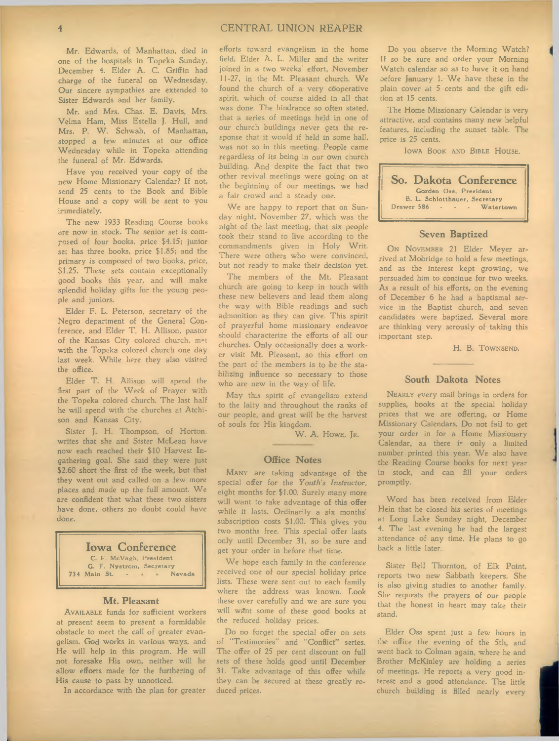Mr. Edwards, of Manhattan, died in one of the hospitals in Topeka Sunday, December 4. Elder A. C. Griffin had charge of the funeral on Wednesday. Our sincere sympathies are extended to Sister Edwards and her family.

Mr. and Mrs. Chas. E. Davis, Mrs. Velma Ham, Miss Estella J. Hull, and Mrs. P. W. Schwab, of Manhattan, stopped a few minutes at our office Wednesday while in Topeka attending the funeral of Mr. Edwards.

Have you received your copy of the new Home Missionary Calendar? If not, send 25 cents to the Book and Bible House and a copy will be sent to you immediately.

The new 1933 Reading Course books are now in stock. The senior set is composed of four books, price $4.15; junior set has three books, price $1.85; and the primary is composed of two books, price, $1.25. These sets contain exceptionally good books this year, and will make splendid holiday gifts for the young people and juniors.

Elder F. L. Peterson, secretary of the Negro department of the General Conference, and Elder T. H. Allison, pastor of the Kansas City colored church, met with the Topeka colored church one day last week. While here they also visited the office.

Elder T. H. Allison will spend the first part of the Week of Prayer with the Topeka colored church. The last half he will spend with the churches at Atchison and Kansas City.

Sister J. H. Thompson, of Horton, writes that she and Sister McLean have now each reached their $10 Harvest Ingathering goal. She said they were just $2.60 short the first of the week, but that they went out and called on a few more places and made up the full amount. We are confident that what these two sisters have done, others no doubt could have done.

## Iowa Conference

C. F. McVagh, President
G. F. Nystrom, Secretary
734 Main St. - - - Nevada

### Mt. Pleasant

AVAILABLE funds for sufficient workers at present seem to present a formidable obstacle to meet the call of greater evangelism. God works in various ways, and He will help in this program. He will not foresake His own, neither will he allow efforts made for the furthering of His cause to pass by unnoticed.

In accordance with the plan for greater efforts toward evangelism in the home field, Elder A. L. Miller and the writer joined in a two weeks' effort, November 11-27, in the Mt. Pleasant church. We found the church of a very cooperative spirit, which of course aided in all that was done. The hindrance so often stated, that a series of meetings held in one of our church buildings never gets the response that it would if held in some hall, was not so in this meeting. People came regardless of its being in our own church building. And despite the fact that two other revival meetings were going on at the beginning of our meetings, we had a fair crowd and a steady one.

We are happy to report that on Sunday night, November 27, which was the night of the last meeting, that six people took their stand to live according to the commandments given in Holy Writ. There were others who were convinced, but not ready to make their decision yet.

The members of the Mt. Pleasant church are going to keep in touch with these new believers and lead them along the way with Bible readings and such admonition as they can give. This spirit of prayerful home missionary endeavor should characterize the efforts of all our churches. Only occasionally does a worker visit Mt. Pleasant, so this effort on the part of the members is to be the stabilizing influence so necessary to those who are new in the way of life.

May this spirit of evangelism extend to the laity and throughout the ranks of our people, and great will be the harvest of souls for His kingdom.

W. A. HOWE, JR.

### Office Notes

MANY are taking advantage of the special offer for the *Youth's Instructor*, eight months for $1.00. Surely many more will want to take advantage of this offer while it lasts. Ordinarily a six months' subscription costs $1.00. This gives you two months free. This special offer lasts only until December 31, so be sure and get your order in before that time.

We hope each family in the conference received one of our special holiday price lists. These were sent out to each family where the address was known. Look these over carefully and we are sure you will want some of these good books at the reduced holiday prices.

Do no forget the special offer on sets of "Testimonies" and "Conflict" series. The offer of 25 per cent discount on full sets of these holds good until December 31. Take advantage of this offer while they can be secured at these greatly reduced prices.

Do you observe the Morning Watch? If so be sure and order your Morning Watch calendar so as to have it on hand before January 1. We have these in the plain cover at 5 cents and the gift edition at 15 cents.

The Home Missionary Calendar is very attractive, and contains many new helpful features, including the sunset table. The price is 25 cents.

IOWA BOOK AND BIBLE HOUSE.

## So. Dakota Conference

Gorden Oss, President
B. L. Schlotthauer, Secretary
Drawer 586 - - - Watertown

### Seven Baptized

ON NOVEMBER 21 Elder Meyer arrived at Mobridge to hold a few meetings, and as the interest kept growing, we persuaded him to continue for two weeks. As a result of his efforts, on the evening of December 6 he had a baptismal service in the Baptist church, and seven candidates were baptized. Several more are thinking very serously of taking this important step.

H. B. TOWNSEND.

### South Dakota Notes

NEARLY every mail brings in orders for supplies, books at the special holiday prices that we are offering, or Home Missionary Calendars. Do not fail to get your order in for a Home Missionary Calendar, as there is only a limited number printed this year. We also have the Reading Course books for next year in stock, and can fill your orders promptly.

Word has been received from Elder Hein that he closed his series of meetings at Long Lake Sunday night, December 4. The last evening he had the largest attendance of any time. He plans to go back a little later.

Sister Bell Thornton, of Elk Point, reports two new Sabbath keepers. She is also giving studies to another family. She requests the prayers of our people that the honest in heart may take their stand.

Elder Oss spent just a few hours in the office the evening of the 5th, and went back to Colman again, where he and Brother McKinley are holding a series of meetings. He reports a very good interest and a good attendance. The little church building is filled nearly every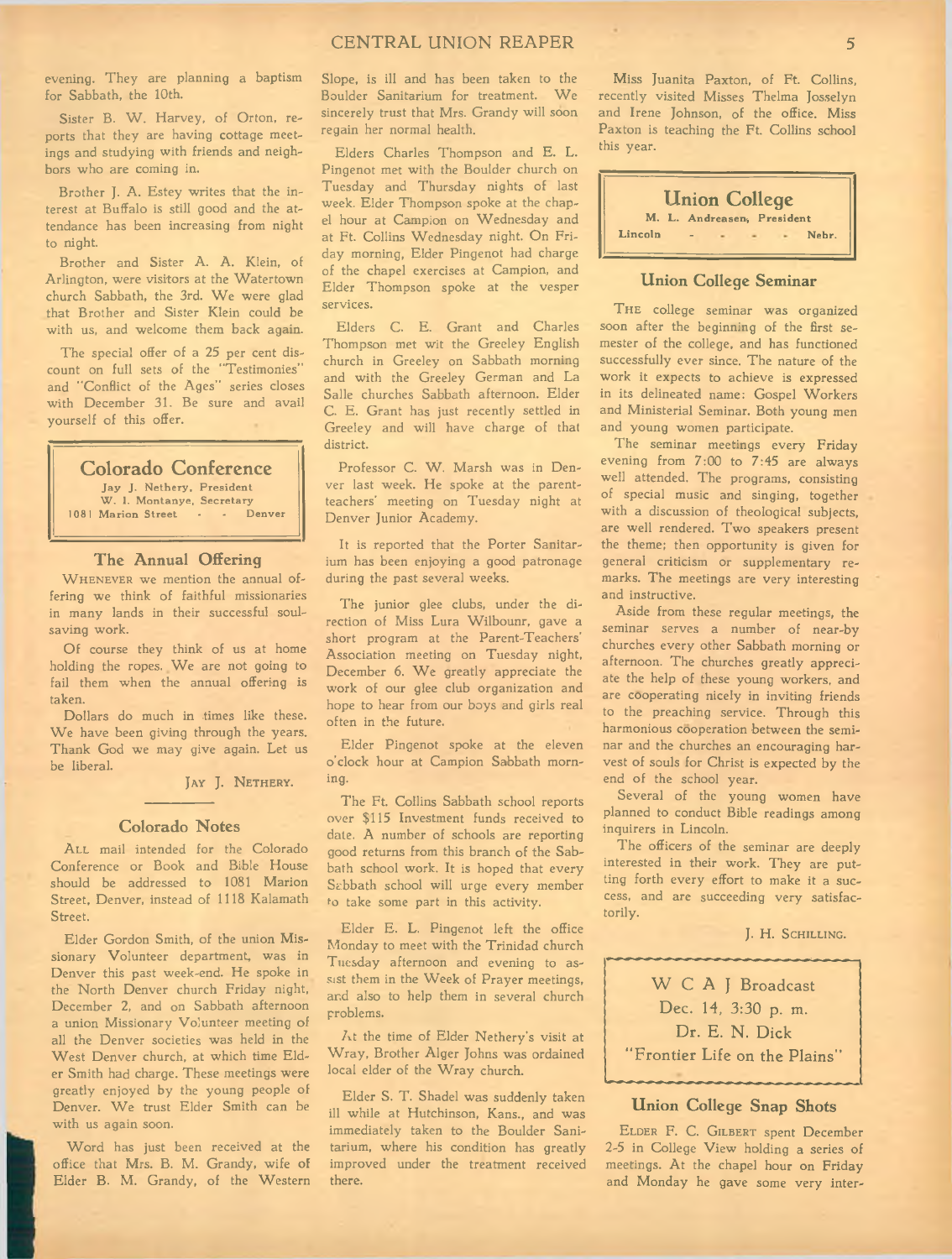evening. They are planning a baptism for Sabbath, the 10th.

Sister B. W. Harvey, of Orton, reports that they are having cottage meetings and studying with friends and neighbors who are coming in.

Brother J. A. Estey writes that the interest at Buffalo is still good and the attendance has been increasing from night to night.

Brother and Sister A. A. Klein, of Arlington, were visitors at the Watertown church Sabbath, the 3rd. We were glad that Brother and Sister Klein could be with us, and welcome them back again.

The special offer of a 25 per cent discount on full sets of the "Testimonies" and "Conflict of the Ages" series closes with December 31. Be sure and avail yourself of this offer.

## Colorado Conference

Jay J. Nethery, President
W. I. Montanye, Secretary
1081 Marion Street - - Denver

### The Annual Offering

WHENEVER we mention the annual offering we think of faithful missionaries in many lands in their successful soul-saving work.

Of course they think of us at home holding the ropes. We are not going to fail them when the annual offering is taken.

Dollars do much in times like these. We have been giving through the years. Thank God we may give again. Let us be liberal.

JAY J. NETHERY.

### Colorado Notes

ALL mail intended for the Colorado Conference or Book and Bible House should be addressed to 1081 Marion Street, Denver, instead of 1118 Kalamath Street.

Elder Gordon Smith, of the union Missionary Volunteer department, was in Denver this past week-end. He spoke in the North Denver church Friday night, December 2, and on Sabbath afternoon a union Missionary Volunteer meeting of all the Denver societies was held in the West Denver church, at which time Elder Smith had charge. These meetings were greatly enjoyed by the young people of Denver. We trust Elder Smith can be with us again soon.

Word has just been received at the office that Mrs. B. M. Grandy, wife of Elder B. M. Grandy, of the Western Slope, is ill and has been taken to the Boulder Sanitarium for treatment. We sincerely trust that Mrs. Grandy will soon regain her normal health.

Elders Charles Thompson and E. L. Pingenot met with the Boulder church on Tuesday and Thursday nights of last week. Elder Thompson spoke at the chapel hour at Campion on Wednesday and at Ft. Collins Wednesday night. On Friday morning, Elder Pingenot had charge of the chapel exercises at Campion, and Elder Thompson spoke at the vesper services.

Elders C. E. Grant and Charles Thompson met wit the Greeley English church in Greeley on Sabbath morning and with the Greeley German and La Salle churches Sabbath afternoon. Elder C. E. Grant has just recently settled in Greeley and will have charge of that district.

Professor C. W. Marsh was in Denver last week. He spoke at the parent-teachers' meeting on Tuesday night at Denver Junior Academy.

It is reported that the Porter Sanitarium has been enjoying a good patronage during the past several weeks.

The junior glee clubs, under the direction of Miss Lura Wilbounr, gave a short program at the Parent-Teachers' Association meeting on Tuesday night, December 6. We greatly appreciate the work of our glee club organization and hope to hear from our boys and girls real often in the future.

Elder Pingenot spoke at the eleven o'clock hour at Campion Sabbath morning.

The Ft. Collins Sabbath school reports over $115 Investment funds received to date. A number of schools are reporting good returns from this branch of the Sabbath school work. It is hoped that every Sabbath school will urge every member to take some part in this activity.

Elder E. L. Pingenot left the office Monday to meet with the Trinidad church Tuesday afternoon and evening to assist them in the Week of Prayer meetings, and also to help them in several church problems.

At the time of Elder Nethery's visit at Wray, Brother Alger Johns was ordained local elder of the Wray church.

Elder S. T. Shadel was suddenly taken ill while at Hutchinson, Kans., and was immediately taken to the Boulder Sanitarium, where his condition has greatly improved under the treatment received there.

Miss Juanita Paxton, of Ft. Collins, recently visited Misses Thelma Josselyn and Irene Johnson, of the office. Miss Paxton is teaching the Ft. Collins school this year.

## Union College

M. L. Andreasen, President
Lincoln - - - - Nebr.

### Union College Seminar

THE college seminar was organized soon after the beginning of the first semester of the college, and has functioned successfully ever since. The nature of the work it expects to achieve is expressed in its delineated name: Gospel Workers and Ministerial Seminar. Both young men and young women participate.

The seminar meetings every Friday evening from 7:00 to 7:45 are always well attended. The programs, consisting of special music and singing, together with a discussion of theological subjects, are well rendered. Two speakers present the theme; then opportunity is given for general criticism or supplementary remarks. The meetings are very interesting and instructive.

Aside from these regular meetings, the seminar serves a number of near-by churches every other Sabbath morning or afternoon. The churches greatly appreciate the help of these young workers, and are coöperating nicely in inviting friends to the preaching service. Through this harmonious coöperation between the seminar and the churches an encouraging harvest of souls for Christ is expected by the end of the school year.

Several of the young women have planned to conduct Bible readings among inquirers in Lincoln.

The officers of the seminar are deeply interested in their work. They are putting forth every effort to make it a success, and are succeeding very satisfactorily.

J. H. SCHILLING.

W C A J Broadcast
Dec. 14, 3:30 p. m.
Dr. E. N. Dick
"Frontier Life on the Plains"

### Union College Snap Shots

ELDER F. C. GILBERT spent December 2-5 in College View holding a series of meetings. At the chapel hour on Friday and Monday he gave some very inter-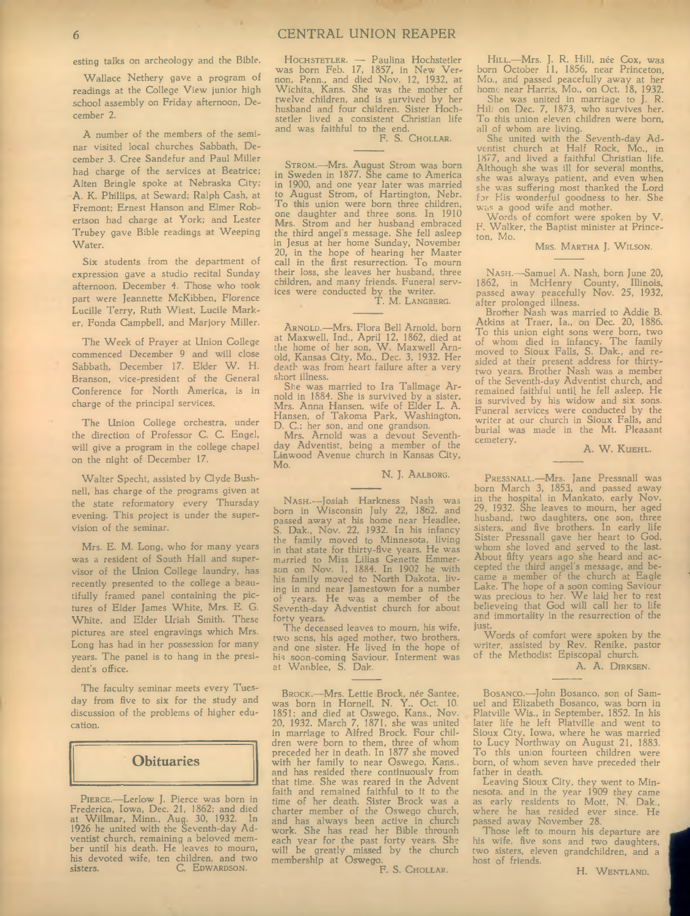esting talks on archeology and the Bible.

Wallace Nethery gave a program of readings at the College View junior high school assembly on Friday afternoon, December 2.

A number of the members of the seminar visited local churches Sabbath, December 3. Cree Sandefur and Paul Miller had charge of the services at Beatrice; Alten Bringle spoke at Nebraska City; A. K. Phillips, at Seward; Ralph Cash, at Fremont; Ernest Hanson and Elmer Robertson had charge at York; and Lester Trubey gave Bible readings at Weeping Water.

Six students from the department of expression gave a studio recital Sunday afternoon, December 4. Those who took part were Jeannette McKibben, Florence Lucille Terry, Ruth Wiest, Lucile Marker, Fonda Campbell, and Marjory Miller.

The Week of Prayer at Union College commenced December 9 and will close Sabbath, December 17. Elder W. H. Branson, vice-president of the General Conference for North America, is in charge of the principal services.

The Union College orchestra, under the direction of Professor C. C. Engel, will give a program in the college chapel on the night of December 17.

Walter Specht, assisted by Clyde Bushnell, has charge of the programs given at the state reformatory every Thursday evening. This project is under the supervision of the seminar.

Mrs. E. M. Long, who for many years was a resident of South Hall and supervisor of the Union College laundry, has recently presented to the college a beautifully framed panel containing the pictures of Elder James White, Mrs. E. G. White, and Elder Uriah Smith. These pictures are steel engravings which Mrs. Long has had in her possession for many years. The panel is to hang in the president's office.

The faculty seminar meets every Tuesday from five to six for the study and discussion of the problems of higher education.

## Obituaries

PIERCE.—Lerlow J. Pierce was born in Frederica, Iowa, Dec. 21, 1862; and died at Willmar, Minn., Aug. 30, 1932. In 1926 he united with the Seventh-day Adventist church, remaining a beloved member until his death. He leaves to mourn, his devoted wife, ten children, and two sisters. C. EDWARDSON.

HOCHSTETLER. — Paulina Hochstetler was born Feb. 17, 1857, in New Vernon, Penn., and died Nov. 12, 1932, at Wichita, Kans. She was the mother of twelve children, and is survived by her husband and four children. Sister Hochstetler lived a consistent Christian life and was faithful to the end.

F. S. CHOLLAR.

STROM.—Mrs. August Strom was born in Sweden in 1877. She came to America in 1900, and one year later was married to August Strom, of Hartington, Nebr. To this union were born three children, one daughter and three sons. In 1910 Mrs. Strom and her husband embraced the third angel's message. She fell asleep in Jesus at her home Sunday, November 20, in the hope of hearing her Master call in the first resurrection. To mourn their loss, she leaves her husband, three children, and many friends. Funeral services were conducted by the writer.

T. M. LANGBERG.

ARNOLD.—Mrs. Flora Bell Arnold, born at Maxwell, Ind., April 12, 1862, died at the home of her son, W. Maxwell Arnold, Kansas City, Mo., Dec. 3, 1932. Her death was from heart failure after a very short illness.

She was married to Ira Tallmage Arnold in 1884. She is survived by a sister, Mrs. Anna Hansen, wife of Elder L. A. Hansen, of Takoma Park, Washington, D. C.; her son, and one grandson.

Mrs. Arnold was a devout Seventh-day Adventist, being a member of the Linwood Avenue church in Kansas City, Mo.

N. J. AALBORG.

NASH.—Josiah Harkness Nash was born in Wisconsin July 22, 1862, and passed away at his home near Headlee, S. Dak., Nov. 22, 1932. In his infancy the family moved to Minnesota, living in that state for thirty-five years. He was married to Miss Lilias Genette Emmerson on Nov. 1, 1884. In 1902 he with his family moved to North Dakota, living in and near Jamestown for a number of years. He was a member of the Seventh-day Adventist church for about forty years.

The deceased leaves to mourn, his wife, two sons, his aged mother, two brothers, and one sister. He lived in the hope of his soon-coming Saviour. Interment was at Wanblee, S. Dak.

BROCK.—Mrs. Lettie Brock, née Santee, was born in Hornell, N. Y., Oct. 10, 1851; and died at Oswego, Kans., Nov. 20, 1932. March 7, 1871, she was united in marriage to Alfred Brock. Four children were born to them, three of whom preceded her in death. In 1877 she moved with her family to near Oswego, Kans., and has resided there continuously from that time. She was reared in the Advent faith and remained faithful to it to the time of her death. Sister Brock was a charter member of the Oswego church, and has always been active in church work. She has read her Bible through each year for the past forty years. She will be greatly missed by the church membership at Oswego.

F. S. CHOLLAR.

HILL.—Mrs. J. R. Hill, née Cox, was born October 11, 1856, near Princeton, Mo., and passed peacefully away at her home near Harris, Mo., on Oct. 18, 1932.

She was united in marriage to J. R. Hill on Dec. 7, 1873, who survives her. To this union eleven children were born, all of whom are living.

She united with the Seventh-day Adventist church at Half Rock, Mo., in 1877, and lived a faithful Christian life. Although she was ill for several months, she was always patient, and even when she was suffering most thanked the Lord for His wonderful goodness to her. She was a good wife and mother.

Words of comfort were spoken by V. F. Walker, the Baptist minister at Princeton, Mo.

MRS. MARTHA J. WILSON.

NASH.—Samuel A. Nash, born June 20, 1862, in McHenry County, Illinois, passed away peacefully Nov. 25, 1932, after prolonged illness.

Brother Nash was married to Addie B. Atkins at Traer, Ia., on Dec. 20, 1886. To this union eight sons were born, two of whom died in infancy. The family moved to Sioux Falls, S. Dak., and resided at their present address for thirty-two years. Brother Nash was a member of the Seventh-day Adventist church, and remained faithful until he fell asleep. He is survived by his widow and six sons. Funeral services were conducted by the writer at our church in Sioux Falls, and burial was made in the Mt. Pleasant cemetery.

A. W. KUEHL.

PRESSNALL.—Mrs. Jane Pressnall was born March 3, 1853, and passed away in the hospital in Mankato, early Nov. 29, 1932. She leaves to mourn, her aged husband, two daughters, one son, three sisters, and five brothers. In early life Sister Pressnall gave her heart to God, whom she loved and served to the last. About fifty years ago she heard and accepted the third angel's message, and became a member of the church at Eagle Lake. The hope of a soon coming Saviour was precious to her. We laid her to rest believeing that God will call her to life and immortality in the resurrection of the just.

Words of comfort were spoken by the writer, assisted by Rev. Renike, pastor of the Methodist Episcopal church.

A. A. DIRKSEN.

BOSANCO.—John Bosanco, son of Samuel and Elizabeth Bosanco, was born in Platville Wis., in September, 1852. In his later life he left Platville and went to Sioux City, Iowa, where he was married to Lucy Northway on August 21, 1883. To this union fourteen children were born, of whom seven have preceded their father in death.

Leaving Sioux City, they went to Minnesota, and in the year 1909 they came as early residents to Mott, N. Dak., where he has resided ever since. He passed away November 28.

Those left to mourn his departure are his wife, five sons and two daughters, two sisters, eleven grandchildren, and a host of friends.

H. WENTLAND.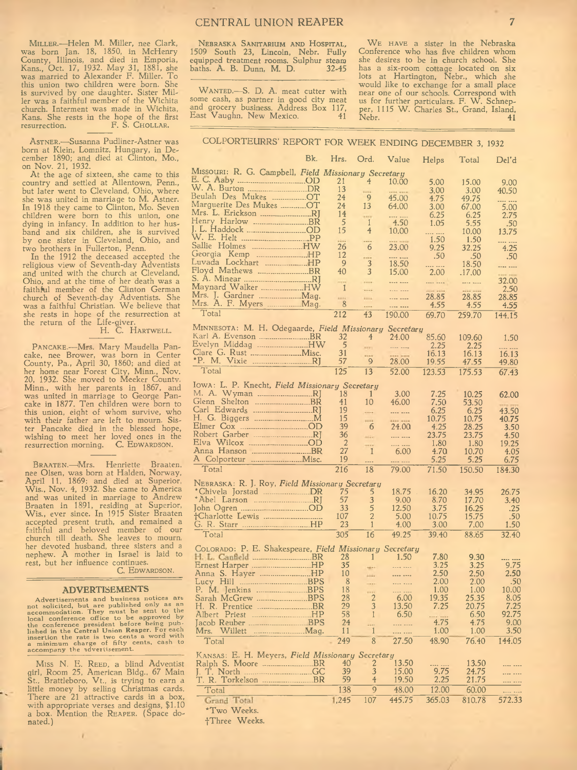MILLER.—Helen M. Miller, nee Clark, was born Jan. 18, 1850, in McHenry County, Illinois, and died in Emporia, Kans., Oct. 17, 1932. May 31, 1881, she was married to Alexander F. Miller. To this union two children were born. She is survived by one daughter. Sister Miller was a faithful member of the Wichita church. Interment was made in Wichita, Kans. She rests in the hope of the first resurrection. F. S. CHOLLAR.

ASTNER.—Susanna Pudliner-Astner was born at Klein, Lomnitz, Hungary, in December 1890; and died at Clinton, Mo., on Nov. 21, 1932.

At the age of sixteen, she came to this country and settled at Allentown, Penn., but later went to Cleveland, Ohio, where she was united in marriage to M. Astner. In 1918 they came to Clinton, Mo. Seven children were born to this union, one dying in infancy. In addition to her husband and six children, she is survived by one sister in Cleveland, Ohio, and two brothers in Fullerton, Penn.

In the 1912 the deceased accepted the religious view of Seventh-day Adventists and united with the church at Cleveland, Ohio, and at the time of her death was a faithful member of the Clinton German church of Seventh-day Adventists. She was a faithful Christian. We believe that she rests in hope of the resurrection at the return of the Life-giver.

H. C. HARTWELL.

PANCAKE.—Mrs. Mary Maudella Pancake, nee Brower, was born in Center County, Pa., April 30, 1860; and died at her home near Forest City, Minn., Nov. 20, 1932. She moved to Meeker County, Minn., with her parents in 1867, and was united in marriage to George Pancake in 1877. Ten children were born to this union, eight of whom survive, who with their father are left to mourn. Sister Pancake died in the blessed hope, wishing to meet her loved ones in the resurrection morning. C. EDWARDSON.

BRAATEN.—Mrs. Henriette Braaten, nee Olsen, was born at Halden, Norway, April 11, 1869; and died at Superior, Wis., Nov. 4, 1932. She came to America and was united in marriage to Andrew Braaten in 1891, residing at Superior, Wis., ever since. In 1915 Sister Braaten accepted present truth, and remained a faithful and beloved member of our church till death. She leaves to mourn her devoted husband, three sisters and a nephew. A mother in Israel is laid to rest, but her influence continues.

C. EDWARDSON.

## ADVERTISEMENTS

Advertisements and business notices are not solicited, but are published only as an accommodation. They must be sent to the local conference office to be approved by the conference president before being published in the Central Union Reaper. For each insertion the rate is two cents a word with a minimum charge of fifty cents, cash to accompany the advertisement.

MISS N. E. REED, a blind Adventist girl, Room 25, American Bldg., 67 Main St., Brattleboro, Vt., is trying to earn a little money by selling Christmas cards. There are 21 attractive cards in a box, with appropriate verses and designs, $1.10 a box. Mention the REAPER. (Space donated.)

NEBRASKA SANITARIUM AND HOSPITAL, 1509 South 23, Lincoln, Nebr. Fully equipped treatment rooms. Sulphur steam baths. A. B. Dunn, M. D. 32-45

WANTED.—S. D. A. meat cutter with some cash, as partner in good city meat and grocery business. Address Box 117, East Vaughn, New Mexico. 41

WE HAVE a sister in the Nebraska Conference who has five children whom she desires to be in church school. She has a six-room cottage located on six lots at Hartington, Nebr., which she would like to exchange for a small place near one of our schools. Correspond with us for further particulars. F. W. Schnepper, 1115 W. Charles St., Grand, Island, Nebr. 41

## COLPORTEURRS' REPORT FOR WEEK ENDING DECEMBER 3, 1932

| | Bk. | Hrs. | Ord. | Value | Helps | Total | Del'd |
|---|---|---|---|---|---|---|---|
| MISSOURI: R. G. Campbell, *Field Missionary Secretary* | | | | | | | |
| E. C. Aaby | OD | 21 | 4 | 10.00 | 5.00 | 15.00 | 9.00 |
| W. A. Burton | DR | 13 | | | 3.00 | 3.00 | 40.50 |
| Beulah Des Mukes | OT | 24 | 9 | 45.00 | 4.75 | 49.75 | |
| Marguerite Des Mukes | OT | 24 | 13 | 64.00 | 3.00 | 67.00 | 5.00 |
| Mrs. L. Erickson | RJ | 14 | | | 6.25 | 6.25 | 2.75 |
| Henry Harlow | BR | 5 | 1 | 4.50 | 1.05 | 5.55 | .50 |
| J. L. Haddock | OD | 15 | 4 | 10.00 | | 10.00 | 13.75 |
| W. E. Helt | PP | | | | 1.50 | 1.50 | |
| Sallie Holmes | HW | 26 | 6 | 23.00 | 9.25 | 32.25 | 4.25 |
| Georgia Kemp | HP | 12 | | | .50 | .50 | .50 |
| Luvada Lockhart | HP | 9 | 3 | 18.50 | | 18.50 | |
| Floyd Mathews | BR | 40 | 3 | 15.00 | 2.00 | .17.00 | |
| S. A. Minear | RJ | | | | | | 32.00 |
| Maynard Walker | HW | 1 | | | | | 2.50 |
| Mrs. J. Gardner | Mag. | | | | 28.85 | 28.85 | 28.85 |
| Mrs. A. F. Myers | Mag. | 8 | | | 4.55 | 4.55 | 4.55 |
| Total | | 212 | 43 | 190.00 | 69.70 | 259.70 | 144.15 |
| MINNESOTA: M. H. Odegaarde, *Field Missionary Secretary* | | | | | | | |
| Karl A. Evenson | BR | 32 | 4 | 24.00 | 85.60 | 109.60 | 1.50 |
| Evelyn Middag | HW | 5 | | | 2.25 | 2.25 | |
| Clare G. Rust | Misc. | 31 | | | 16.13 | 16.13 | 16.13 |
| *P. M. Vixie | RJ | 57 | 9 | 28.00 | 19.55 | 47.55 | 49.80 |
| Total | | 125 | 13 | 52.00 | 123.53 | 175.53 | 67.43 |
| IOWA: L. P. Knecht, *Field Missionary Secretary* | | | | | | | |
| M. A. Wyman | RJ | 18 | 1 | 3.00 | 7.25 | 10.25 | 62.00 |
| Glenn Shelton | BR | 41 | 10 | 46.00 | 7.50 | 53.50 | |
| Carl Edwards | RJ | 19 | | | 6.25 | 6.25 | 43.50 |
| H. G. Biggers | M | 15 | | | 10.75 | 10.75 | 40.75 |
| Elmer Cox | OD | 39 | 6 | 24.00 | 4.25 | 28.25 | 3.50 |
| Robert Garber | RJ | 36 | | | 23.75 | 23.75 | 4.50 |
| Elva Wilcox | OD | 2 | | | 1.80 | 1.80 | 19.25 |
| Anna Hanson | BR | 27 | 1 | 6.00 | 4.70 | 10.70 | 4.05 |
| A Colporteur | Misc. | 19 | | | 5.25 | 5.25 | 6.75 |
| Total | | 216 | 18 | 79.00 | 71.50 | 150.50 | 184.30 |
| NEBRASKA: R. J. Roy, *Field Missionary Secretary* | | | | | | | |
| *Chivela Jorstad | DR | 75 | 5 | 18.75 | 16.20 | 34.95 | 26.75 |
| *Abel Larson | RJ | 57 | 3 | 9.00 | 8.70 | 17.70 | 3.40 |
| John Ogren | OD | 33 | 5 | 12.50 | 3.75 | 16.25 | .25 |
| †Charlotte Lewis | | 107 | 2 | 5.00 | 10.75 | 15.75 | .50 |
| G. R. Starr | HP | 23 | 1 | 4.00 | 3.00 | 7.00 | 1.50 |
| Total | | 305 | 16 | 49.25 | 39.40 | 88.65 | 32.40 |
| COLORADO: P. E. Shakespeare, *Field Missionary Secretary* | | | | | | | |
| H. L. Canfield | BR | 28 | 1 | 1.50 | 7.80 | 9.30 | |
| Ernest Harper | HP | 35 | | | 3.25 | 3.25 | 9.75 |
| Anna S. Hayer | HP | 10 | | | 2.50 | 2.50 | 2.50 |
| Lucy Hill | BPS | 8 | | | 2.00 | 2.00 | .50 |
| P. M. Jenkins | BPS | 18 | | | 1.00 | 1.00 | 10.00 |
| Sarah McGrew | BPS | 28 | 2 | 6.00 | 19.35 | 25.35 | 8.05 |
| H. R. Prentice | BR | 29 | 3 | 13.50 | 7.25 | 20.75 | 7.25 |
| Albert Priest | HP | 58 | 1 | 6.50 | | 6.50 | 92.75 |
| Jacob Reuber | BPS | 24 | | | 4.75 | 4.75 | 9.00 |
| Mrs. Willett | Mag. | 11 | 1 | | 1.00 | 1.00 | 3.50 |
| Total | | 249 | 8 | 27.50 | 48.90 | 76.40 | 144.05 |
| KANSAS: E. H. Meyers, *Field Missionary Secretary* | | | | | | | |
| Ralph S. Moore | BR | 40 | 2 | 13.50 | | 13.50 | |
| J. T. North | GC | 39 | 3 | 15.00 | 9.75 | 24.75 | |
| T. R. Torkelson | BR | 59 | 4 | 19.50 | 2.25 | 21.75 | |
| Total | | 138 | 9 | 48.00 | 12.00 | 60.00 | |
| Grand Total | | 1,245 | 107 | 445.75 | 365.03 | 810.78 | 572.33 |

*Two Weeks.
†Three Weeks.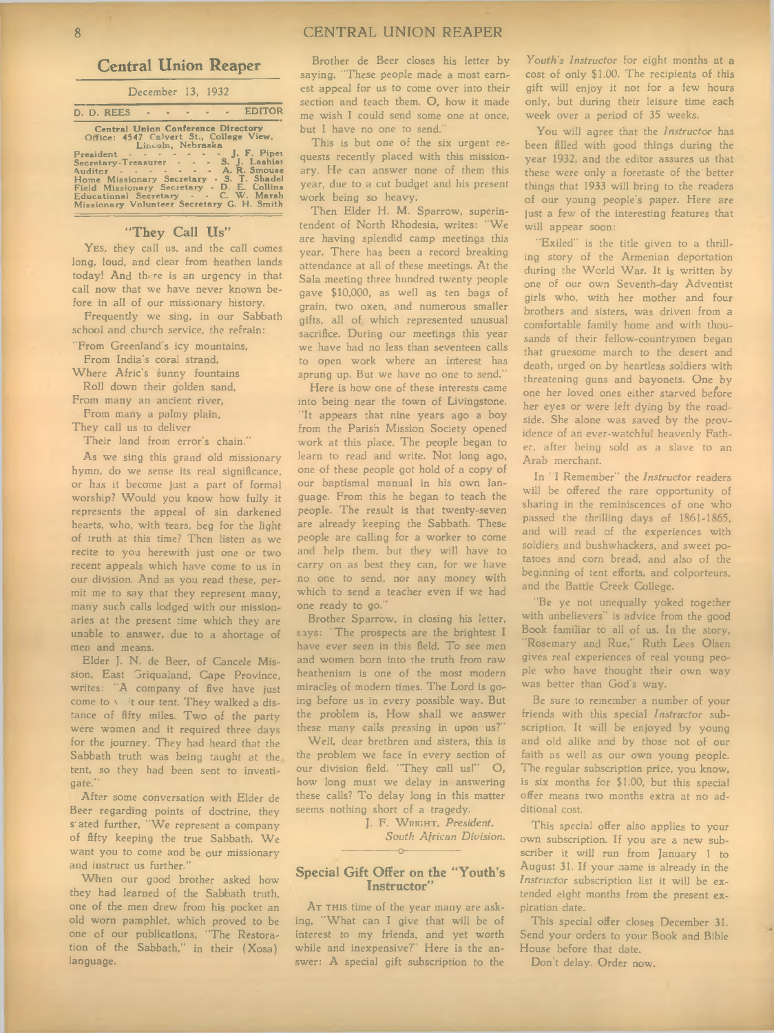# Central Union Reaper

December 13, 1932

D. D. REES - - - - - EDITOR

**Central Union Conference Directory**
Office: 4547 Calvert St., College View, Lincoln, Nebraska

President - - - - - - - J. F. Piper
Secretary-Treasurer - - - S. J. Lashier
Auditor - - - - - - - A. R. Smouse
Home Missionary Secretary - S. T. Shadel
Field Missionary Secretary - D. E. Collins
Educational Secretary - - C. W. Marsh
Missionary Volunteer Secretary G. H. Smith

## "They Call Us"

YES, they call us, and the call comes long, loud, and clear from heathen lands today! And there is an urgency in that call now that we have never known before in all of our missionary history.

Frequently we sing, in our Sabbath school and church service, the refrain:

"From Greenland's icy mountains,
From India's coral strand,
Where Afric's sunny fountains
Roll down their golden sand,
From many an ancient river,
From many a palmy plain,
They call us to deliver
Their land from error's chain."

As we sing this grand old missionary hymn, do we sense its real significance, or has it become just a part of formal worship? Would you know how fully it represents the appeal of sin darkened hearts, who, with tears, beg for the light of truth at this time? Then listen as we recite to you herewith just one or two recent appeals which have come to us in our division. And as you read these, permit me to say that they represent many, many such calls lodged with our missionaries at the present time which they are unable to answer, due to a shortage of men and means.

Elder J. N. de Beer, of Cancele Mission, East Griqualand, Cape Province, writes: "A company of five have just come to visit our tent. They walked a distance of fifty miles. Two of the party were women and it required three days for the journey. They had heard that the Sabbath truth was being taught at the tent, so they had been sent to investigate."

After some conversation with Elder de Beer regarding points of doctrine, they stated further, "We represent a company of fifty keeping the true Sabbath. We want you to come and be our missionary and instruct us further."

When our good brother asked how they had learned of the Sabbath truth, one of the men drew from his pocket an old worn pamphlet, which proved to be one of our publications, "The Restoration of the Sabbath," in their (Xosa) language.

Brother de Beer closes his letter by saying, "These people made a most earnest appeal for us to come over into their section and teach them. O, how it made me wish I could send some one at once, but I have no one to send."

This is but one of the six urgent requests recently placed with this missionary. He can answer none of them this year, due to a cut budget and his present work being so heavy.

Then Elder H. M. Sparrow, superintendent of North Rhodesia, writes: "We are having splendid camp meetings this year. There has been a record breaking attendance at all of these meetings. At the Sala meeting three hundred twenty people gave $10,000, as well as ten bags of grain, two oxen, and numerous smaller gifts, all of which represented unusual sacrifice. During our meetings this year we have had no less than seventeen calls to open work where an interest has sprung up. But we have no one to send."

Here is how one of these interests came into being near the town of Livingstone. "It appears that nine years ago a boy from the Parish Mission Society opened work at this place. The people began to learn to read and write. Not long ago, one of these people got hold of a copy of our baptismal manual in his own language. From this he began to teach the people. The result is that twenty-seven are already keeping the Sabbath. These people are calling for a worker to come and help them, but they will have to carry on as best they can, for we have no one to send, nor any money with which to send a teacher even if we had one ready to go."

Brother Sparrow, in closing his letter, says: "The prospects are the brightest I have ever seen in this field. To see men and women born into the truth from raw heathenism is one of the most modern miracles of modern times. The Lord is going before us in every possible way. But the problem is, How shall we answer these many calls pressing in upon us?"

Well, dear brethren and sisters, this is the problem we face in every section of our division field. "They call us!" O, how long must we delay in answering these calls? To delay long in this matter seems nothing short of a tragedy.

J. F. WRIGHT, *President,*
*South African Division.*

## Special Gift Offer on the "Youth's Instructor"

AT THIS time of the year many are asking, "What can I give that will be of interest to my friends, and yet worth while and inexpensive?" Here is the answer: A special gift subscription to the *Youth's Instructor* for eight months at a cost of only $1.00. The recipients of this gift will enjoy it not for a few hours only, but during their leisure time each week over a period of 35 weeks.

You will agree that the *Instructor* has been filled with good things during the year 1932, and the editor assures us that these were only a foretaste of the better things that 1933 will bring to the readers of our young people's paper. Here are just a few of the interesting features that will appear soon:

"Exiled" is the title given to a thrilling story of the Armenian deportation during the World War. It is written by one of our own Seventh-day Adventist girls who, with her mother and four brothers and sisters, was driven from a comfortable family home and with thousands of their fellow-countrymen began that gruesome march to the desert and death, urged on by heartless soldiers with threatening guns and bayonets. One by one her loved ones either starved before her eyes or were left dying by the roadside. She alone was saved by the providence of an ever-watchful heavenly Father, after being sold as a slave to an Arab merchant.

In "I Remember" the *Instructor* readers will be offered the rare opportunity of sharing in the reminiscences of one who passed the thrilling days of 1861-1865, and will read of the experiences with soldiers and bushwhackers, and sweet potatoes and corn bread, and also of the beginning of tent efforts, and colporteurs, and the Battle Creek College.

"Be ye not unequally yoked together with unbelievers" is advice from the good Book familiar to all of us. In the story, "Rosemary and Rue," Ruth Lees Olsen gives real experiences of real young people who have thought their own way was better than God's way.

Be sure to remember a number of your friends with this special *Instructor* subscription. It will be enjoyed by young and old alike and by those not of our faith as well as our own young people. The regular subscription price, you know, is six months for $1.00, but this special offer means two months extra at no additional cost.

This special offer also applies to your own subscription. If you are a new subscriber it will run from January 1 to August 31. If your name is already in the *Instructor* subscription list it will be extended eight months from the present expiration date.

This special offer closes December 31. Send your orders to your Book and Bible House before that date.

Don't delay. Order now.